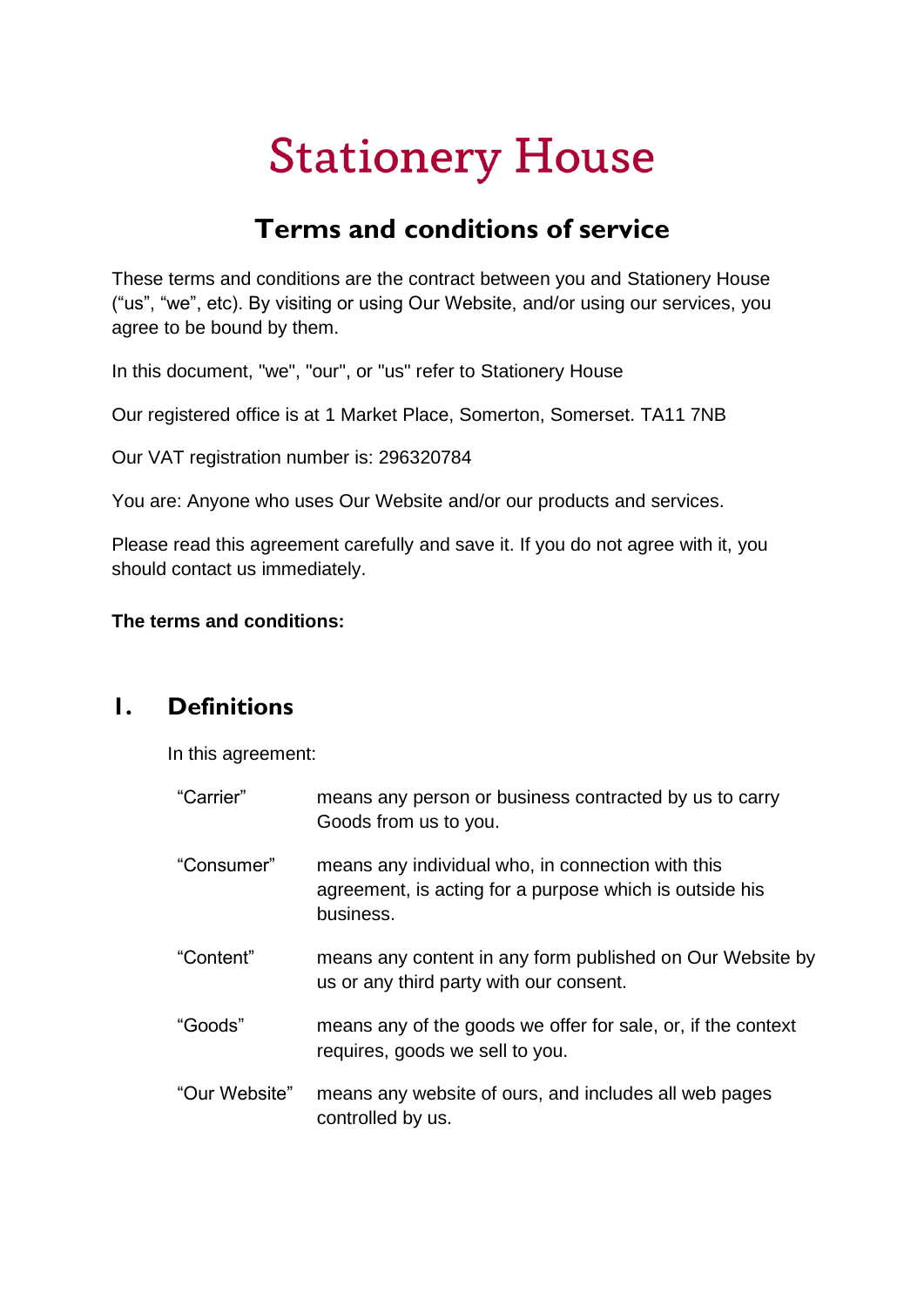# Stationery House

## Terms and conditions of service

These terms and conditions are the contract between you and Stationery House ("us", "we", etc). By visiting or using Our Website, and/or using our services, you agree to be bound by them.

In this document, "we", "our", or "us" refer to Stationery House

Our registered office is at 1 Market Place, Somerton, Somerset. TA11 7NB

Our VAT registration number is: 296320784

You are: Anyone who uses Our Website and/or our products and services.

Please read this agreement carefully and save it. If you do not agree with it, you should contact us immediately.

**The terms and conditions:**

## 1. Definitions

In this agreement:

| | |
|---|---|
| "Carrier" | means any person or business contracted by us to carry Goods from us to you. |
| "Consumer" | means any individual who, in connection with this agreement, is acting for a purpose which is outside his business. |
| "Content" | means any content in any form published on Our Website by us or any third party with our consent. |
| "Goods" | means any of the goods we offer for sale, or, if the context requires, goods we sell to you. |
| "Our Website" | means any website of ours, and includes all web pages controlled by us. |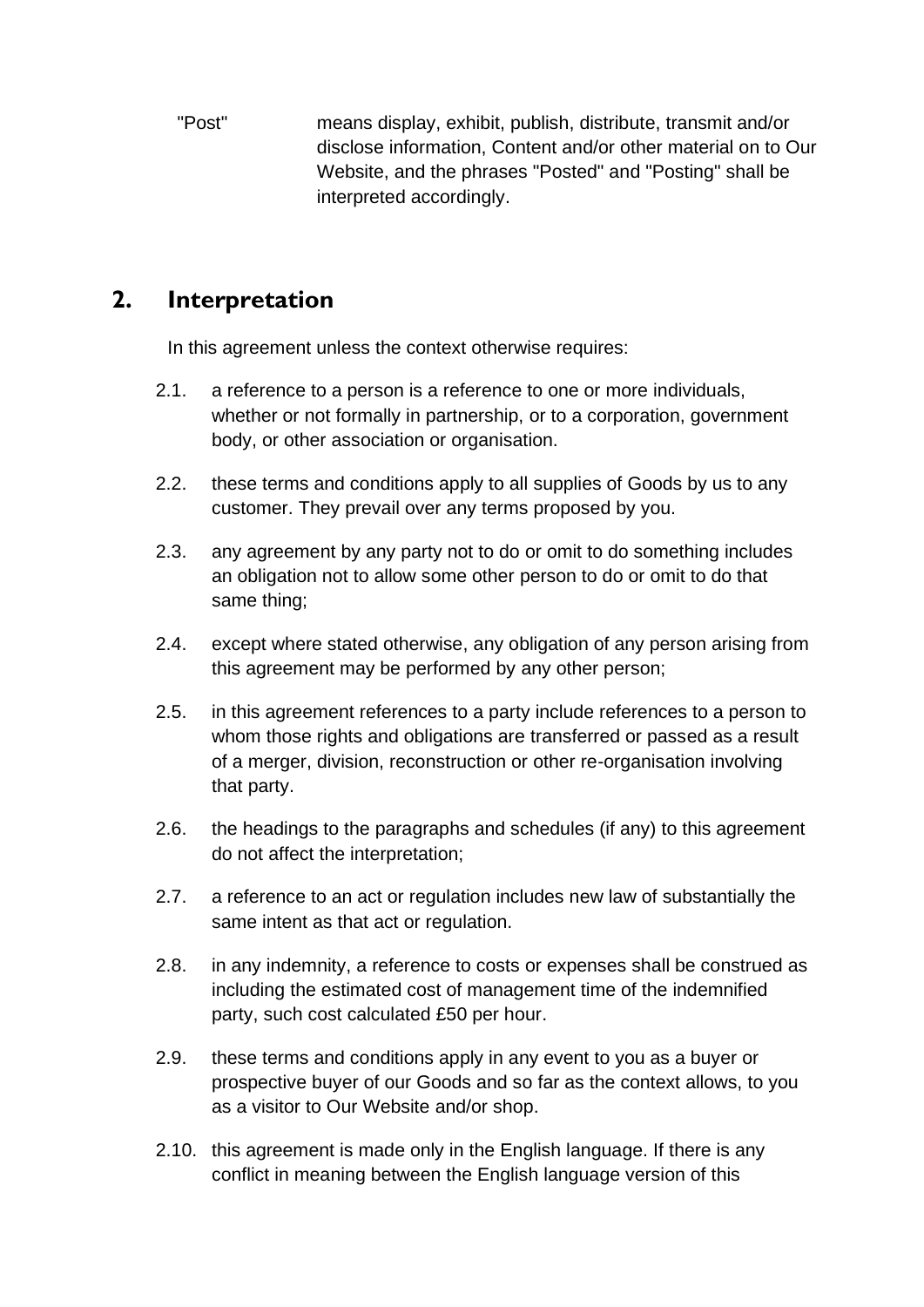"Post" means display, exhibit, publish, distribute, transmit and/or disclose information, Content and/or other material on to Our Website, and the phrases "Posted" and "Posting" shall be interpreted accordingly.

## 2. Interpretation

In this agreement unless the context otherwise requires:

2.1. a reference to a person is a reference to one or more individuals, whether or not formally in partnership, or to a corporation, government body, or other association or organisation.

2.2. these terms and conditions apply to all supplies of Goods by us to any customer. They prevail over any terms proposed by you.

2.3. any agreement by any party not to do or omit to do something includes an obligation not to allow some other person to do or omit to do that same thing;

2.4. except where stated otherwise, any obligation of any person arising from this agreement may be performed by any other person;

2.5. in this agreement references to a party include references to a person to whom those rights and obligations are transferred or passed as a result of a merger, division, reconstruction or other re-organisation involving that party.

2.6. the headings to the paragraphs and schedules (if any) to this agreement do not affect the interpretation;

2.7. a reference to an act or regulation includes new law of substantially the same intent as that act or regulation.

2.8. in any indemnity, a reference to costs or expenses shall be construed as including the estimated cost of management time of the indemnified party, such cost calculated £50 per hour.

2.9. these terms and conditions apply in any event to you as a buyer or prospective buyer of our Goods and so far as the context allows, to you as a visitor to Our Website and/or shop.

2.10. this agreement is made only in the English language. If there is any conflict in meaning between the English language version of this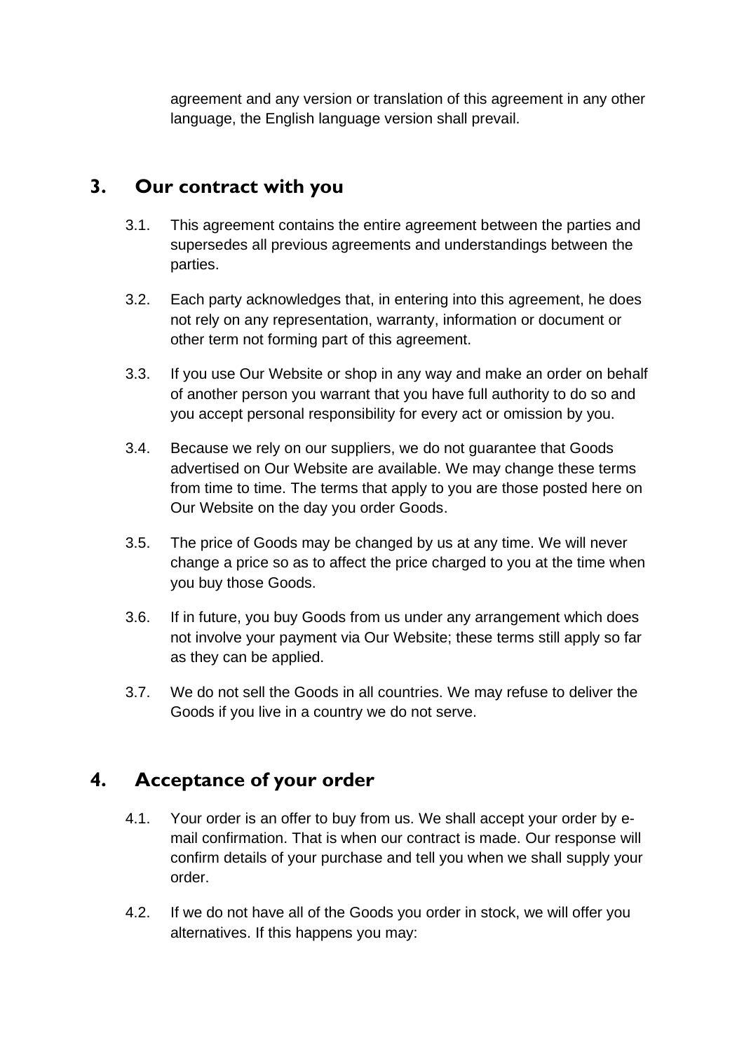agreement and any version or translation of this agreement in any other language, the English language version shall prevail.

## 3. Our contract with you

3.1. This agreement contains the entire agreement between the parties and supersedes all previous agreements and understandings between the parties.

3.2. Each party acknowledges that, in entering into this agreement, he does not rely on any representation, warranty, information or document or other term not forming part of this agreement.

3.3. If you use Our Website or shop in any way and make an order on behalf of another person you warrant that you have full authority to do so and you accept personal responsibility for every act or omission by you.

3.4. Because we rely on our suppliers, we do not guarantee that Goods advertised on Our Website are available. We may change these terms from time to time. The terms that apply to you are those posted here on Our Website on the day you order Goods.

3.5. The price of Goods may be changed by us at any time. We will never change a price so as to affect the price charged to you at the time when you buy those Goods.

3.6. If in future, you buy Goods from us under any arrangement which does not involve your payment via Our Website; these terms still apply so far as they can be applied.

3.7. We do not sell the Goods in all countries. We may refuse to deliver the Goods if you live in a country we do not serve.

## 4. Acceptance of your order

4.1. Your order is an offer to buy from us. We shall accept your order by e-mail confirmation. That is when our contract is made. Our response will confirm details of your purchase and tell you when we shall supply your order.

4.2. If we do not have all of the Goods you order in stock, we will offer you alternatives. If this happens you may: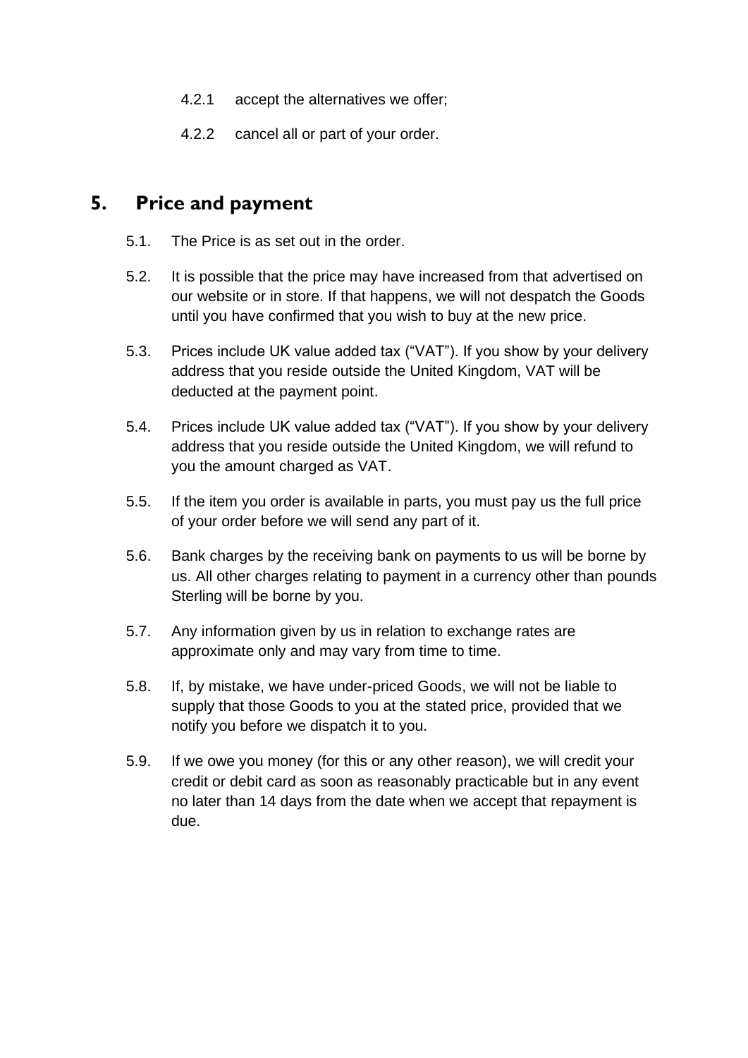4.2.1 accept the alternatives we offer;

4.2.2 cancel all or part of your order.

## 5. Price and payment

5.1. The Price is as set out in the order.

5.2. It is possible that the price may have increased from that advertised on our website or in store. If that happens, we will not despatch the Goods until you have confirmed that you wish to buy at the new price.

5.3. Prices include UK value added tax ("VAT"). If you show by your delivery address that you reside outside the United Kingdom, VAT will be deducted at the payment point.

5.4. Prices include UK value added tax ("VAT"). If you show by your delivery address that you reside outside the United Kingdom, we will refund to you the amount charged as VAT.

5.5. If the item you order is available in parts, you must pay us the full price of your order before we will send any part of it.

5.6. Bank charges by the receiving bank on payments to us will be borne by us. All other charges relating to payment in a currency other than pounds Sterling will be borne by you.

5.7. Any information given by us in relation to exchange rates are approximate only and may vary from time to time.

5.8. If, by mistake, we have under-priced Goods, we will not be liable to supply that those Goods to you at the stated price, provided that we notify you before we dispatch it to you.

5.9. If we owe you money (for this or any other reason), we will credit your credit or debit card as soon as reasonably practicable but in any event no later than 14 days from the date when we accept that repayment is due.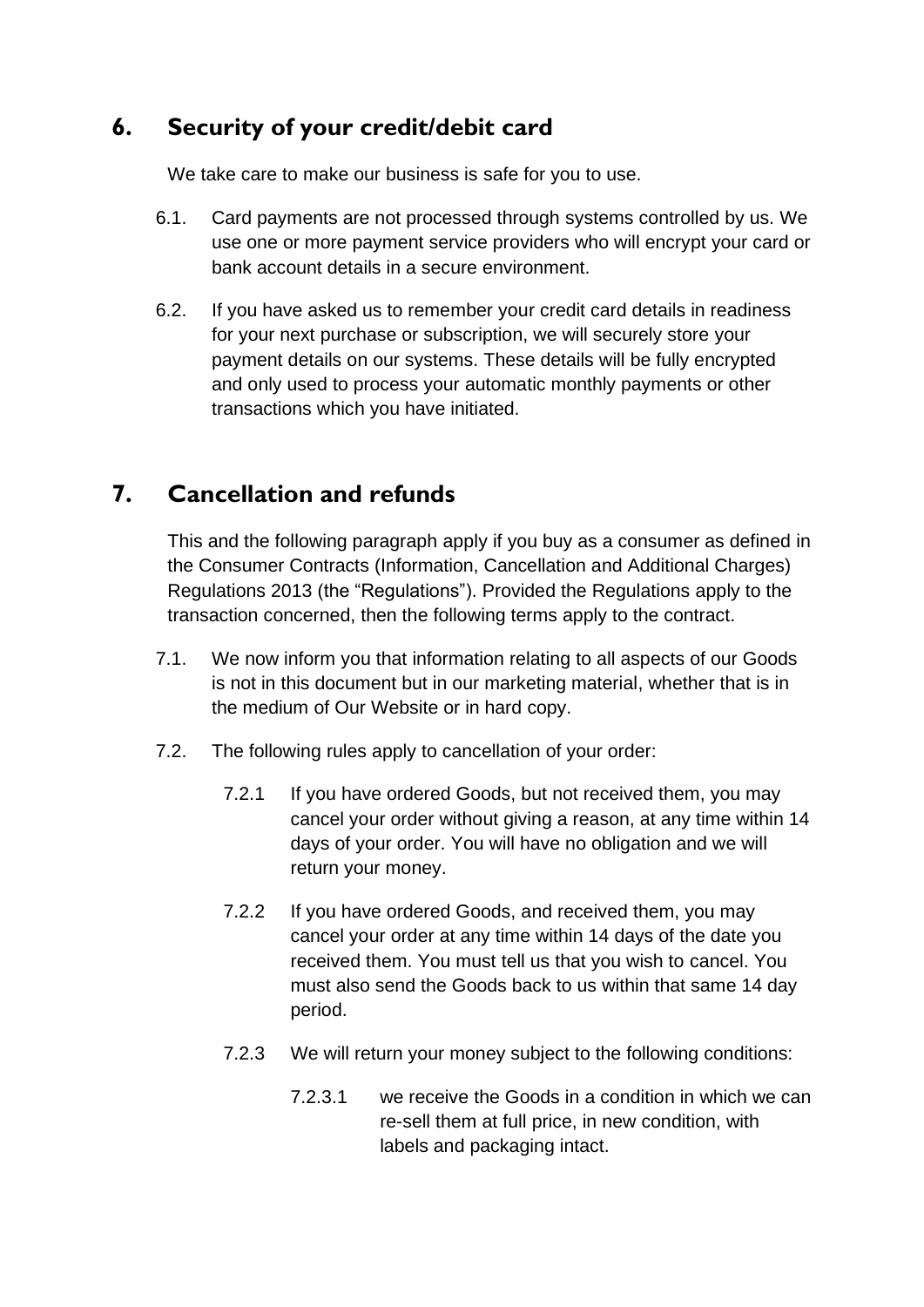## 6. Security of your credit/debit card

We take care to make our business is safe for you to use.

6.1. Card payments are not processed through systems controlled by us. We use one or more payment service providers who will encrypt your card or bank account details in a secure environment.

6.2. If you have asked us to remember your credit card details in readiness for your next purchase or subscription, we will securely store your payment details on our systems. These details will be fully encrypted and only used to process your automatic monthly payments or other transactions which you have initiated.

## 7. Cancellation and refunds

This and the following paragraph apply if you buy as a consumer as defined in the Consumer Contracts (Information, Cancellation and Additional Charges) Regulations 2013 (the "Regulations"). Provided the Regulations apply to the transaction concerned, then the following terms apply to the contract.

7.1. We now inform you that information relating to all aspects of our Goods is not in this document but in our marketing material, whether that is in the medium of Our Website or in hard copy.

7.2. The following rules apply to cancellation of your order:

7.2.1 If you have ordered Goods, but not received them, you may cancel your order without giving a reason, at any time within 14 days of your order. You will have no obligation and we will return your money.

7.2.2 If you have ordered Goods, and received them, you may cancel your order at any time within 14 days of the date you received them. You must tell us that you wish to cancel. You must also send the Goods back to us within that same 14 day period.

7.2.3 We will return your money subject to the following conditions:

7.2.3.1 we receive the Goods in a condition in which we can re-sell them at full price, in new condition, with labels and packaging intact.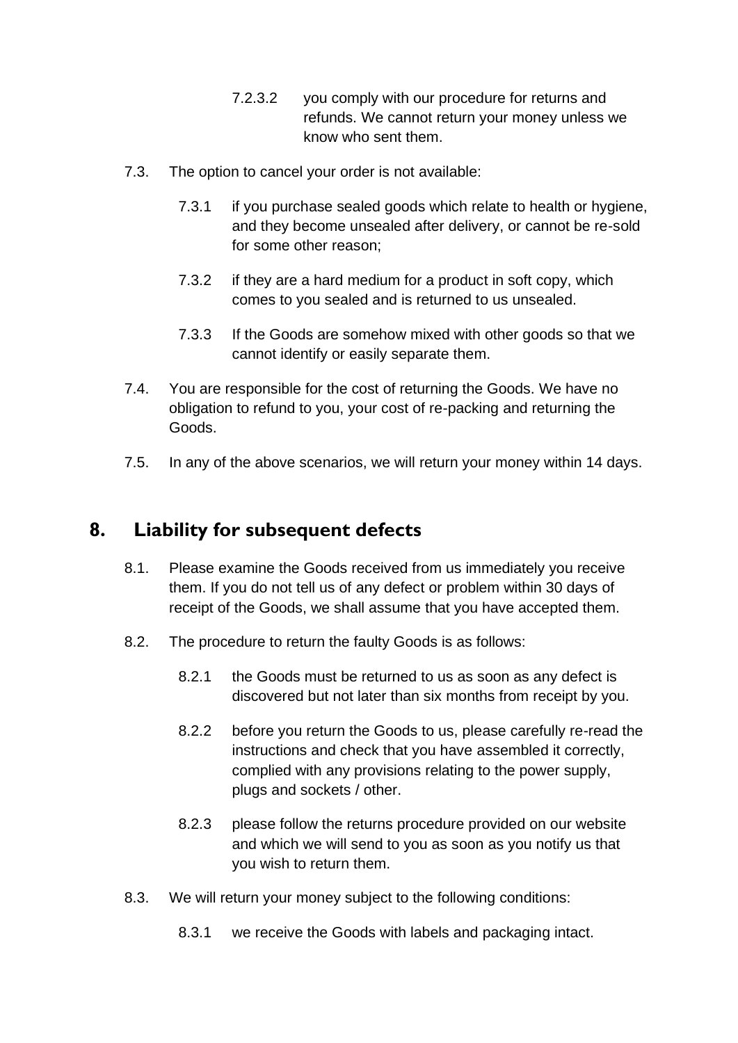7.2.3.2 you comply with our procedure for returns and refunds. We cannot return your money unless we know who sent them.

7.3. The option to cancel your order is not available:

7.3.1 if you purchase sealed goods which relate to health or hygiene, and they become unsealed after delivery, or cannot be re-sold for some other reason;

7.3.2 if they are a hard medium for a product in soft copy, which comes to you sealed and is returned to us unsealed.

7.3.3 If the Goods are somehow mixed with other goods so that we cannot identify or easily separate them.

7.4. You are responsible for the cost of returning the Goods. We have no obligation to refund to you, your cost of re-packing and returning the Goods.

7.5. In any of the above scenarios, we will return your money within 14 days.

## 8. Liability for subsequent defects

8.1. Please examine the Goods received from us immediately you receive them. If you do not tell us of any defect or problem within 30 days of receipt of the Goods, we shall assume that you have accepted them.

8.2. The procedure to return the faulty Goods is as follows:

8.2.1 the Goods must be returned to us as soon as any defect is discovered but not later than six months from receipt by you.

8.2.2 before you return the Goods to us, please carefully re-read the instructions and check that you have assembled it correctly, complied with any provisions relating to the power supply, plugs and sockets / other.

8.2.3 please follow the returns procedure provided on our website and which we will send to you as soon as you notify us that you wish to return them.

8.3. We will return your money subject to the following conditions:

8.3.1 we receive the Goods with labels and packaging intact.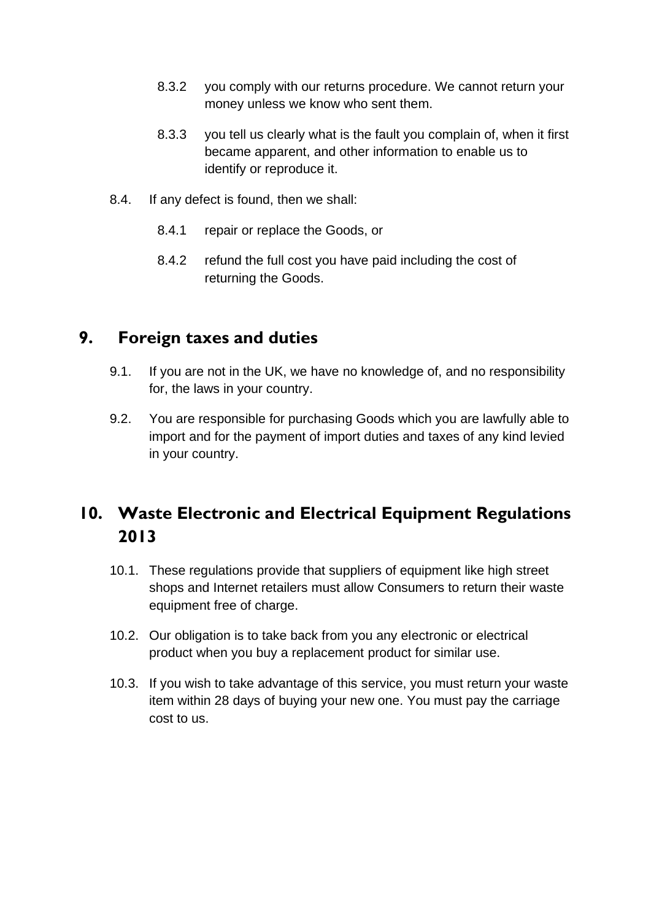8.3.2 you comply with our returns procedure. We cannot return your money unless we know who sent them.

8.3.3 you tell us clearly what is the fault you complain of, when it first became apparent, and other information to enable us to identify or reproduce it.

8.4. If any defect is found, then we shall:

8.4.1 repair or replace the Goods, or

8.4.2 refund the full cost you have paid including the cost of returning the Goods.

## 9. Foreign taxes and duties

9.1. If you are not in the UK, we have no knowledge of, and no responsibility for, the laws in your country.

9.2. You are responsible for purchasing Goods which you are lawfully able to import and for the payment of import duties and taxes of any kind levied in your country.

## 10. Waste Electronic and Electrical Equipment Regulations 2013

10.1. These regulations provide that suppliers of equipment like high street shops and Internet retailers must allow Consumers to return their waste equipment free of charge.

10.2. Our obligation is to take back from you any electronic or electrical product when you buy a replacement product for similar use.

10.3. If you wish to take advantage of this service, you must return your waste item within 28 days of buying your new one. You must pay the carriage cost to us.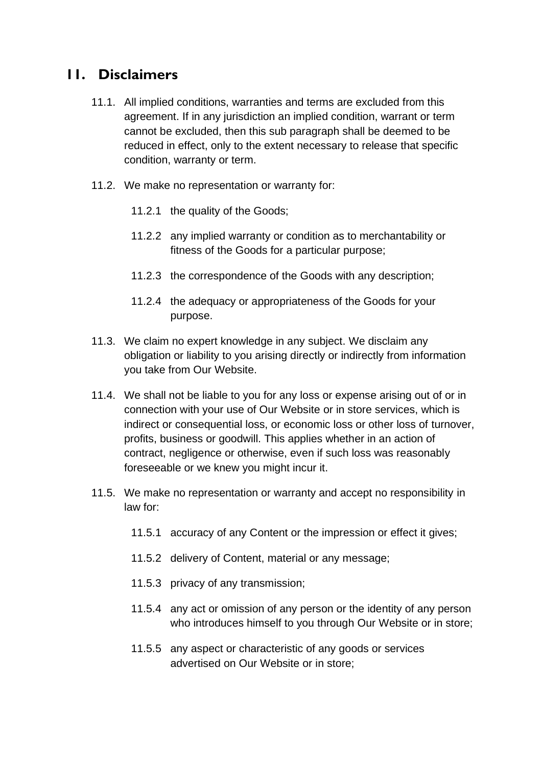## 11. Disclaimers

11.1. All implied conditions, warranties and terms are excluded from this agreement. If in any jurisdiction an implied condition, warrant or term cannot be excluded, then this sub paragraph shall be deemed to be reduced in effect, only to the extent necessary to release that specific condition, warranty or term.

11.2. We make no representation or warranty for:

- 11.2.1 the quality of the Goods;
- 11.2.2 any implied warranty or condition as to merchantability or fitness of the Goods for a particular purpose;
- 11.2.3 the correspondence of the Goods with any description;
- 11.2.4 the adequacy or appropriateness of the Goods for your purpose.

11.3. We claim no expert knowledge in any subject. We disclaim any obligation or liability to you arising directly or indirectly from information you take from Our Website.

11.4. We shall not be liable to you for any loss or expense arising out of or in connection with your use of Our Website or in store services, which is indirect or consequential loss, or economic loss or other loss of turnover, profits, business or goodwill. This applies whether in an action of contract, negligence or otherwise, even if such loss was reasonably foreseeable or we knew you might incur it.

11.5. We make no representation or warranty and accept no responsibility in law for:

- 11.5.1 accuracy of any Content or the impression or effect it gives;
- 11.5.2 delivery of Content, material or any message;
- 11.5.3 privacy of any transmission;
- 11.5.4 any act or omission of any person or the identity of any person who introduces himself to you through Our Website or in store;
- 11.5.5 any aspect or characteristic of any goods or services advertised on Our Website or in store;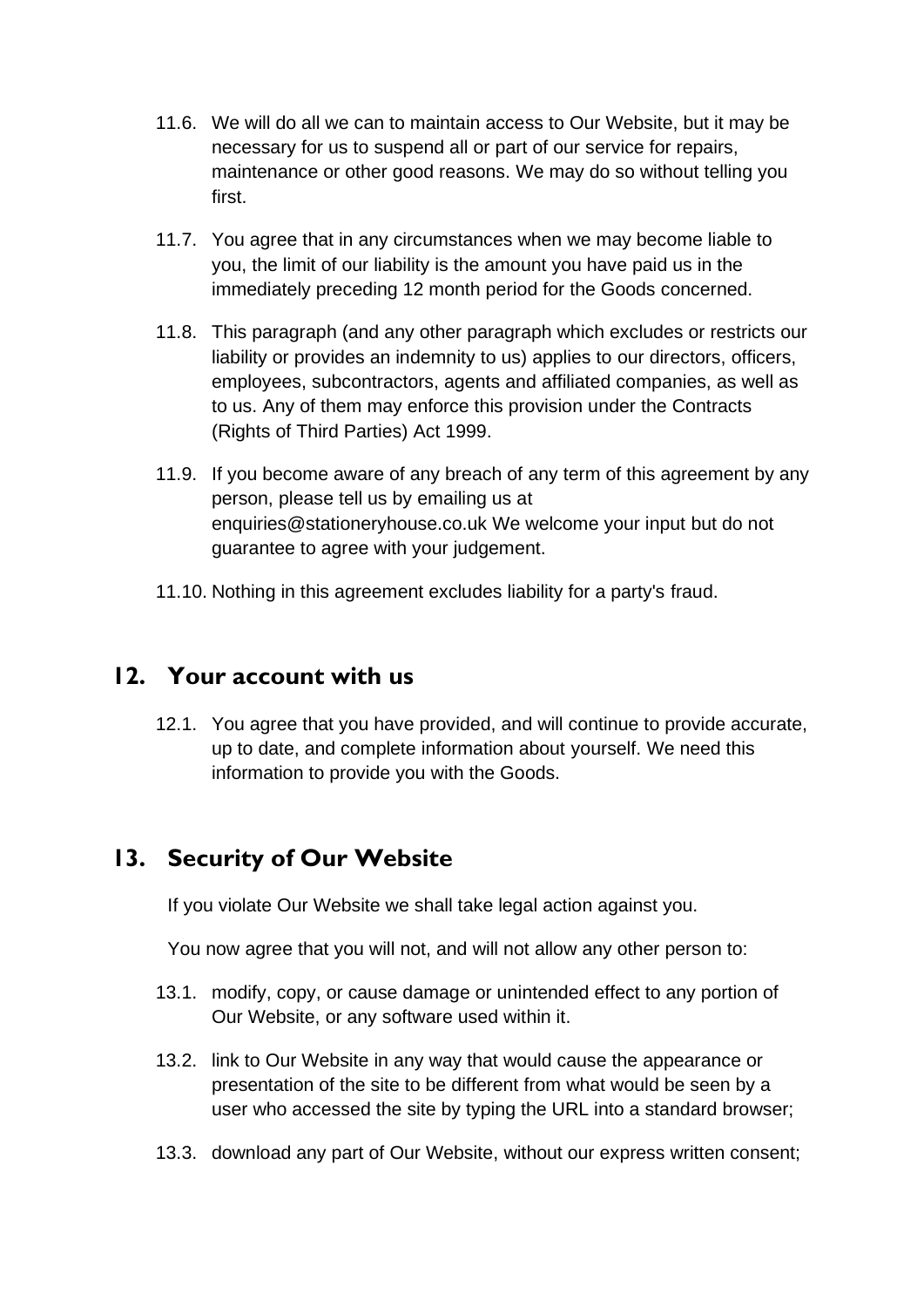11.6. We will do all we can to maintain access to Our Website, but it may be necessary for us to suspend all or part of our service for repairs, maintenance or other good reasons. We may do so without telling you first.

11.7. You agree that in any circumstances when we may become liable to you, the limit of our liability is the amount you have paid us in the immediately preceding 12 month period for the Goods concerned.

11.8. This paragraph (and any other paragraph which excludes or restricts our liability or provides an indemnity to us) applies to our directors, officers, employees, subcontractors, agents and affiliated companies, as well as to us. Any of them may enforce this provision under the Contracts (Rights of Third Parties) Act 1999.

11.9. If you become aware of any breach of any term of this agreement by any person, please tell us by emailing us at enquiries@stationeryhouse.co.uk We welcome your input but do not guarantee to agree with your judgement.

11.10. Nothing in this agreement excludes liability for a party's fraud.

## 12. Your account with us

12.1. You agree that you have provided, and will continue to provide accurate, up to date, and complete information about yourself. We need this information to provide you with the Goods.

## 13. Security of Our Website

If you violate Our Website we shall take legal action against you.

You now agree that you will not, and will not allow any other person to:

13.1. modify, copy, or cause damage or unintended effect to any portion of Our Website, or any software used within it.

13.2. link to Our Website in any way that would cause the appearance or presentation of the site to be different from what would be seen by a user who accessed the site by typing the URL into a standard browser;

13.3. download any part of Our Website, without our express written consent;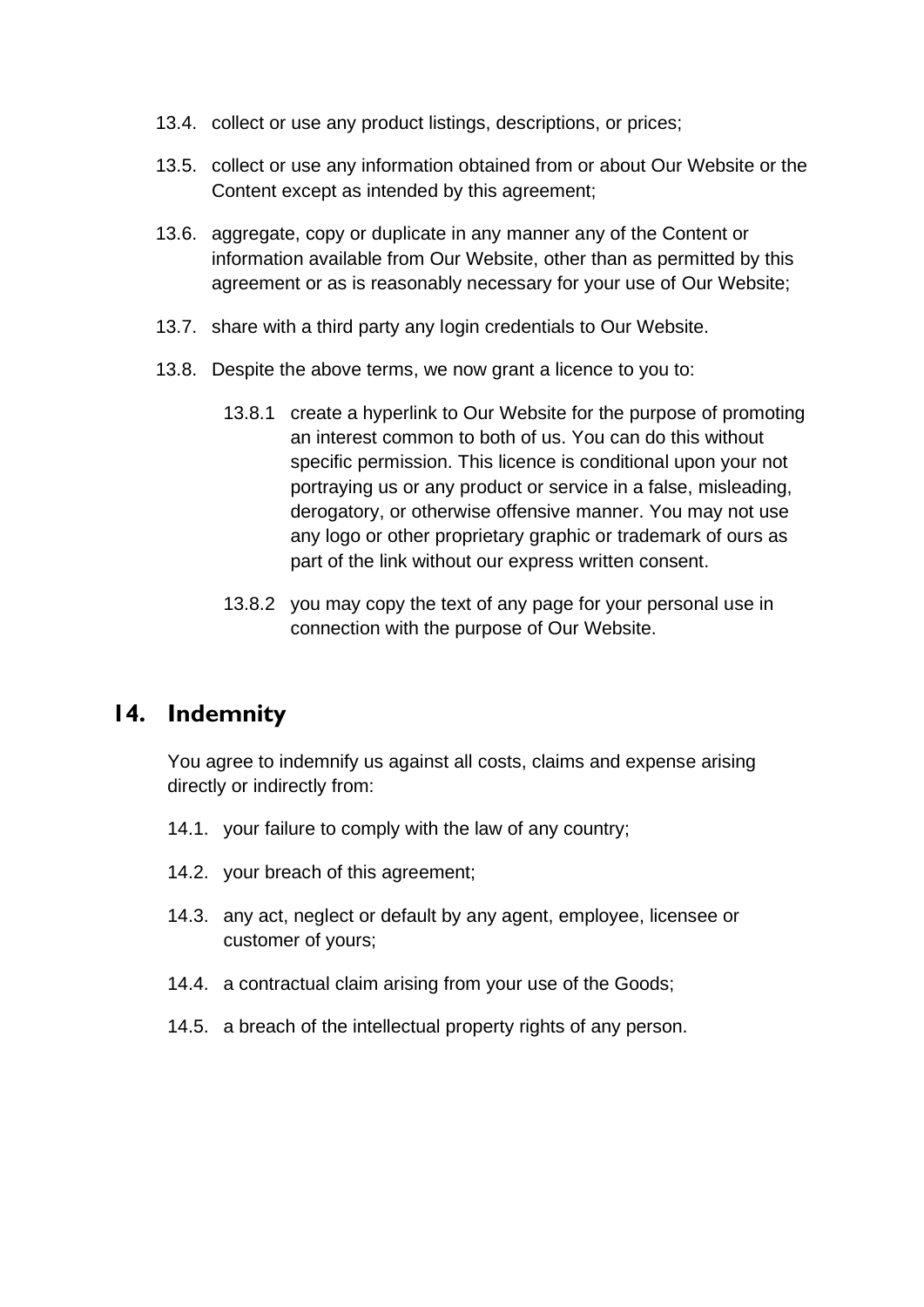13.4. collect or use any product listings, descriptions, or prices;

13.5. collect or use any information obtained from or about Our Website or the Content except as intended by this agreement;

13.6. aggregate, copy or duplicate in any manner any of the Content or information available from Our Website, other than as permitted by this agreement or as is reasonably necessary for your use of Our Website;

13.7. share with a third party any login credentials to Our Website.

13.8. Despite the above terms, we now grant a licence to you to:

   13.8.1 create a hyperlink to Our Website for the purpose of promoting an interest common to both of us. You can do this without specific permission. This licence is conditional upon your not portraying us or any product or service in a false, misleading, derogatory, or otherwise offensive manner. You may not use any logo or other proprietary graphic or trademark of ours as part of the link without our express written consent.

   13.8.2 you may copy the text of any page for your personal use in connection with the purpose of Our Website.

## 14. Indemnity

You agree to indemnify us against all costs, claims and expense arising directly or indirectly from:

14.1. your failure to comply with the law of any country;

14.2. your breach of this agreement;

14.3. any act, neglect or default by any agent, employee, licensee or customer of yours;

14.4. a contractual claim arising from your use of the Goods;

14.5. a breach of the intellectual property rights of any person.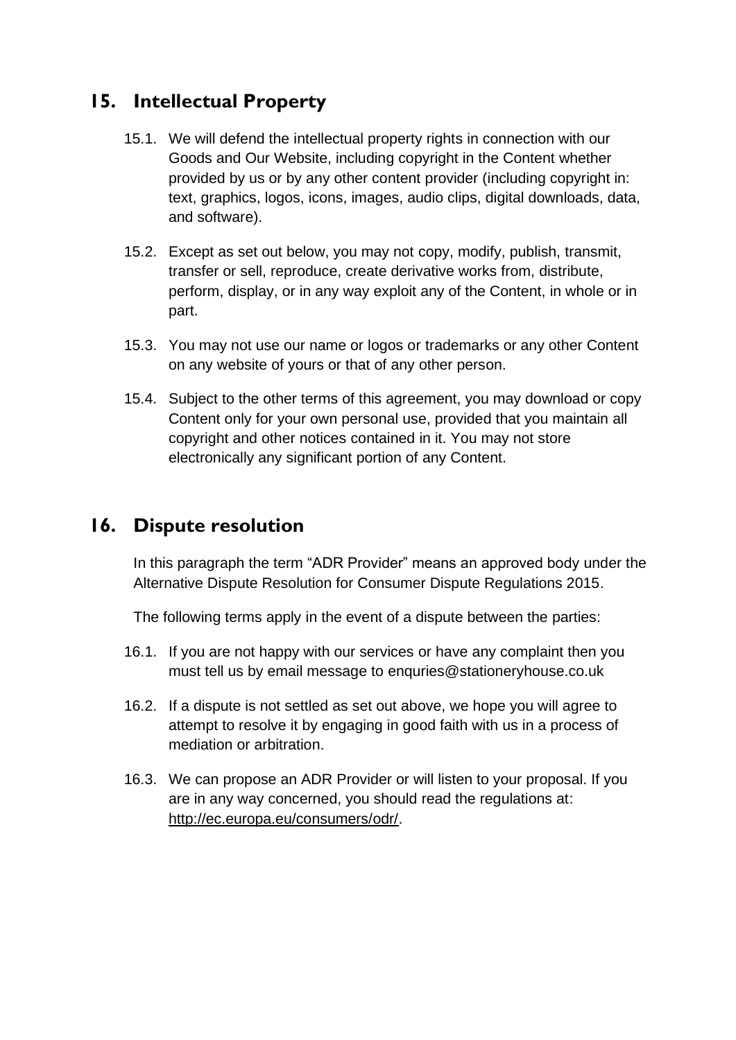## 15. Intellectual Property

15.1. We will defend the intellectual property rights in connection with our Goods and Our Website, including copyright in the Content whether provided by us or by any other content provider (including copyright in: text, graphics, logos, icons, images, audio clips, digital downloads, data, and software).

15.2. Except as set out below, you may not copy, modify, publish, transmit, transfer or sell, reproduce, create derivative works from, distribute, perform, display, or in any way exploit any of the Content, in whole or in part.

15.3. You may not use our name or logos or trademarks or any other Content on any website of yours or that of any other person.

15.4. Subject to the other terms of this agreement, you may download or copy Content only for your own personal use, provided that you maintain all copyright and other notices contained in it. You may not store electronically any significant portion of any Content.

## 16. Dispute resolution

In this paragraph the term "ADR Provider" means an approved body under the Alternative Dispute Resolution for Consumer Dispute Regulations 2015.

The following terms apply in the event of a dispute between the parties:

16.1. If you are not happy with our services or have any complaint then you must tell us by email message to enquries@stationeryhouse.co.uk

16.2. If a dispute is not settled as set out above, we hope you will agree to attempt to resolve it by engaging in good faith with us in a process of mediation or arbitration.

16.3. We can propose an ADR Provider or will listen to your proposal. If you are in any way concerned, you should read the regulations at: http://ec.europa.eu/consumers/odr/.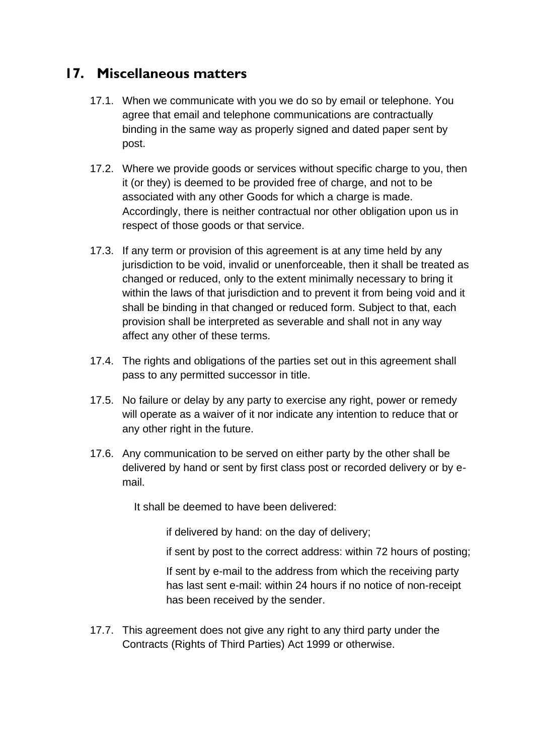## 17. Miscellaneous matters

17.1. When we communicate with you we do so by email or telephone. You agree that email and telephone communications are contractually binding in the same way as properly signed and dated paper sent by post.

17.2. Where we provide goods or services without specific charge to you, then it (or they) is deemed to be provided free of charge, and not to be associated with any other Goods for which a charge is made. Accordingly, there is neither contractual nor other obligation upon us in respect of those goods or that service.

17.3. If any term or provision of this agreement is at any time held by any jurisdiction to be void, invalid or unenforceable, then it shall be treated as changed or reduced, only to the extent minimally necessary to bring it within the laws of that jurisdiction and to prevent it from being void and it shall be binding in that changed or reduced form. Subject to that, each provision shall be interpreted as severable and shall not in any way affect any other of these terms.

17.4. The rights and obligations of the parties set out in this agreement shall pass to any permitted successor in title.

17.5. No failure or delay by any party to exercise any right, power or remedy will operate as a waiver of it nor indicate any intention to reduce that or any other right in the future.

17.6. Any communication to be served on either party by the other shall be delivered by hand or sent by first class post or recorded delivery or by e-mail.

It shall be deemed to have been delivered:

if delivered by hand: on the day of delivery;

if sent by post to the correct address: within 72 hours of posting;

If sent by e-mail to the address from which the receiving party has last sent e-mail: within 24 hours if no notice of non-receipt has been received by the sender.

17.7. This agreement does not give any right to any third party under the Contracts (Rights of Third Parties) Act 1999 or otherwise.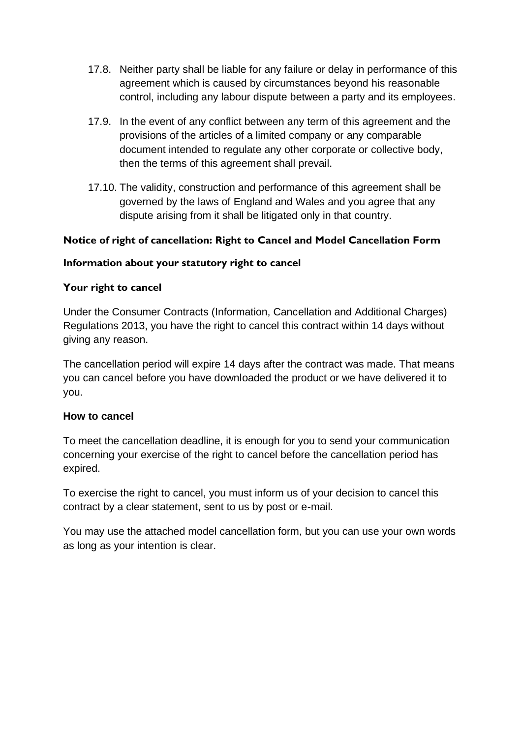17.8. Neither party shall be liable for any failure or delay in performance of this agreement which is caused by circumstances beyond his reasonable control, including any labour dispute between a party and its employees.

17.9. In the event of any conflict between any term of this agreement and the provisions of the articles of a limited company or any comparable document intended to regulate any other corporate or collective body, then the terms of this agreement shall prevail.

17.10. The validity, construction and performance of this agreement shall be governed by the laws of England and Wales and you agree that any dispute arising from it shall be litigated only in that country.

**Notice of right of cancellation: Right to Cancel and Model Cancellation Form**

**Information about your statutory right to cancel**

**Your right to cancel**

Under the Consumer Contracts (Information, Cancellation and Additional Charges) Regulations 2013, you have the right to cancel this contract within 14 days without giving any reason.

The cancellation period will expire 14 days after the contract was made. That means you can cancel before you have downloaded the product or we have delivered it to you.

**How to cancel**

To meet the cancellation deadline, it is enough for you to send your communication concerning your exercise of the right to cancel before the cancellation period has expired.

To exercise the right to cancel, you must inform us of your decision to cancel this contract by a clear statement, sent to us by post or e-mail.

You may use the attached model cancellation form, but you can use your own words as long as your intention is clear.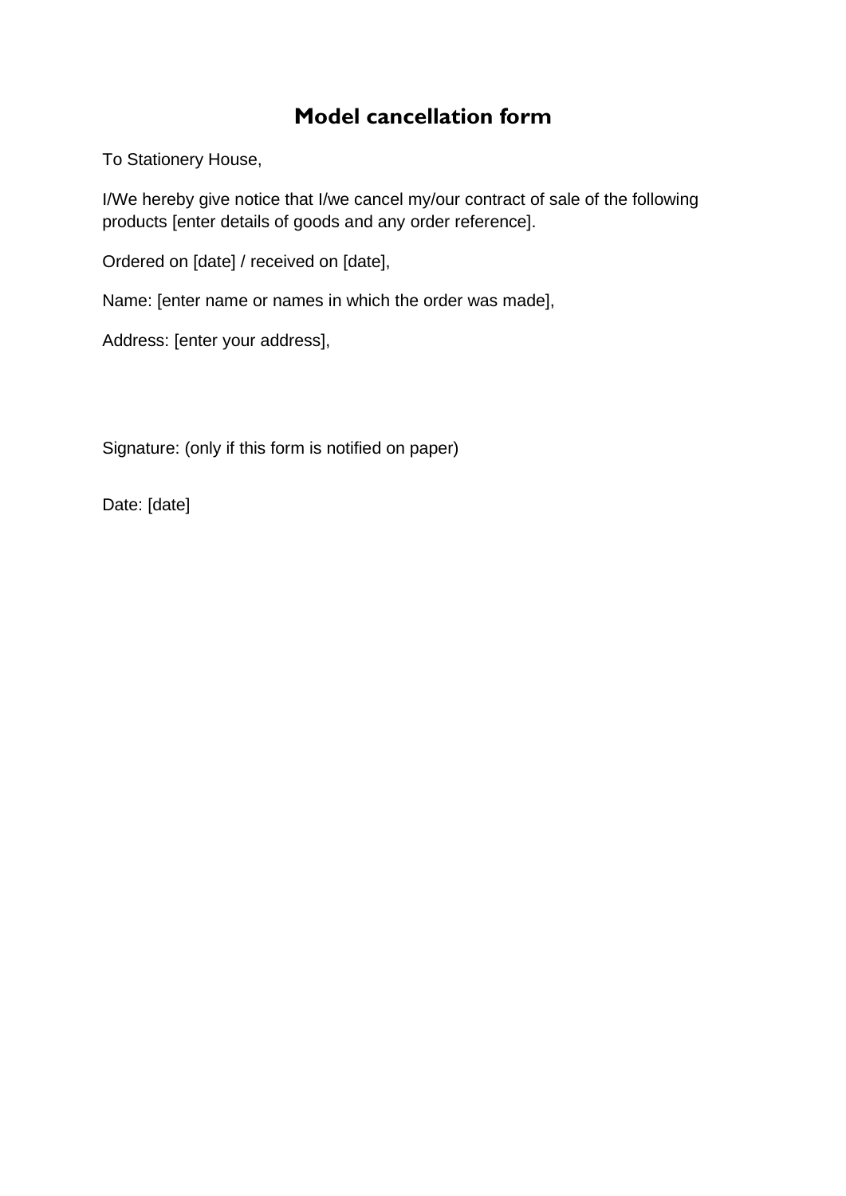# Model cancellation form

To Stationery House,

I/We hereby give notice that I/we cancel my/our contract of sale of the following products [enter details of goods and any order reference].

Ordered on [date] / received on [date],

Name: [enter name or names in which the order was made],

Address: [enter your address],

Signature: (only if this form is notified on paper)

Date: [date]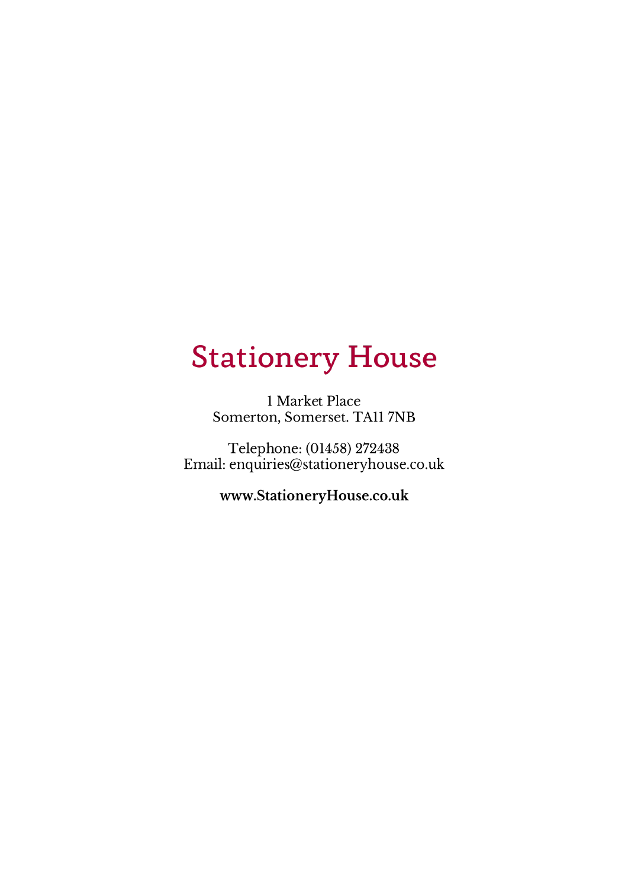# Stationery House

1 Market Place
Somerton, Somerset. TA11 7NB

Telephone: (01458) 272438
Email: enquiries@stationeryhouse.co.uk

**www.StationeryHouse.co.uk**